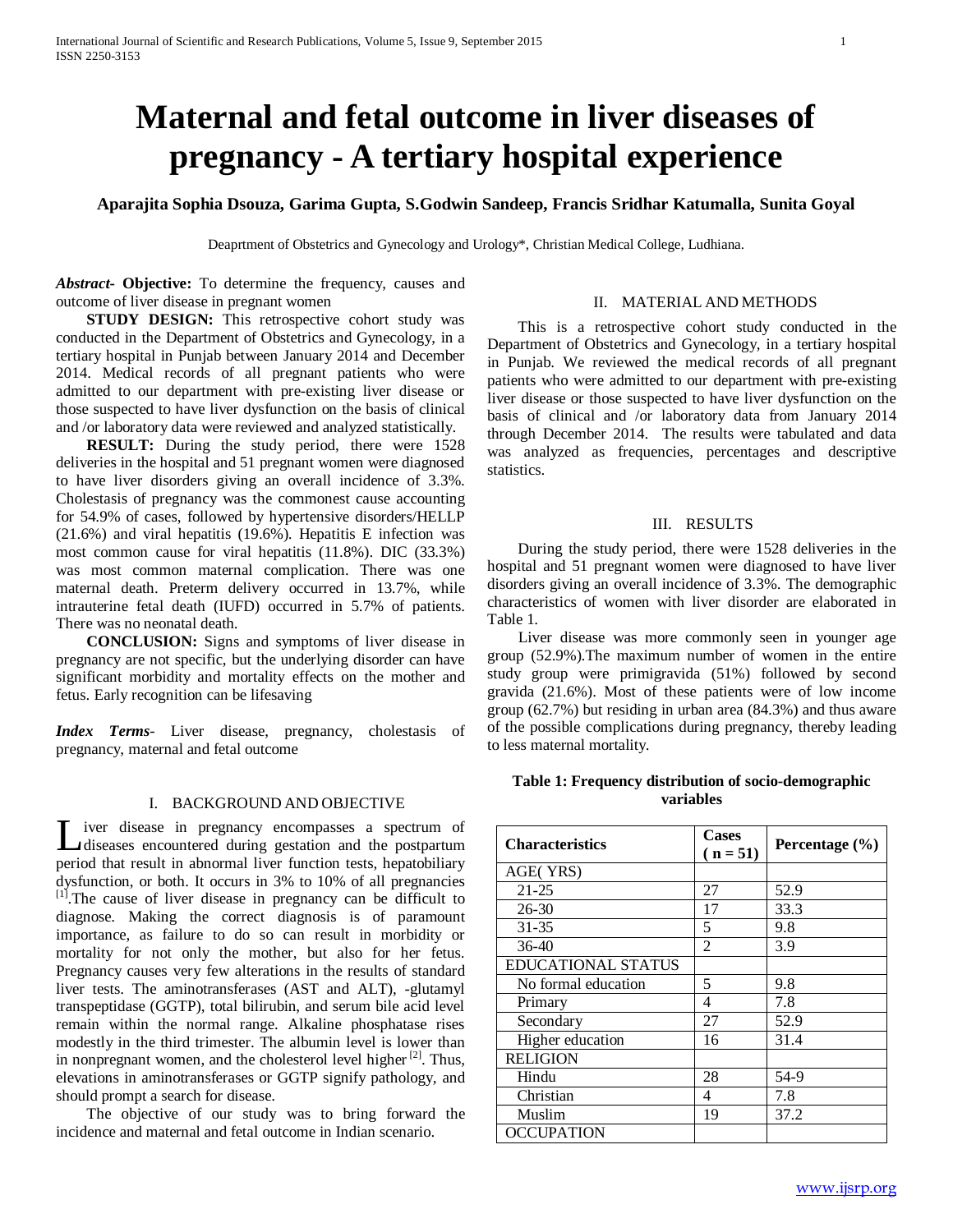# Maternal and fetal outcome in liver diseases of pregnancy - A tertiary hospital experience

**Aparajita Sophia Dsouza, Garima Gupta, S.Godwin Sandeep, Francis Sridhar Katumalla, Sunita Goyal**

Deaprtment of Obstetrics and Gynecology and Urology*, Christian Medical College, Ludhiana.

***Abstract*- Objective:** To determine the frequency, causes and outcome of liver disease in pregnant women

**STUDY DESIGN:** This retrospective cohort study was conducted in the Department of Obstetrics and Gynecology, in a tertiary hospital in Punjab between January 2014 and December 2014. Medical records of all pregnant patients who were admitted to our department with pre-existing liver disease or those suspected to have liver dysfunction on the basis of clinical and /or laboratory data were reviewed and analyzed statistically.

**RESULT:** During the study period, there were 1528 deliveries in the hospital and 51 pregnant women were diagnosed to have liver disorders giving an overall incidence of 3.3%. Cholestasis of pregnancy was the commonest cause accounting for 54.9% of cases, followed by hypertensive disorders/HELLP (21.6%) and viral hepatitis (19.6%). Hepatitis E infection was most common cause for viral hepatitis (11.8%). DIC (33.3%) was most common maternal complication. There was one maternal death. Preterm delivery occurred in 13.7%, while intrauterine fetal death (IUFD) occurred in 5.7% of patients. There was no neonatal death.

**CONCLUSION:** Signs and symptoms of liver disease in pregnancy are not specific, but the underlying disorder can have significant morbidity and mortality effects on the mother and fetus. Early recognition can be lifesaving

***Index Terms*-** Liver disease, pregnancy, cholestasis of pregnancy, maternal and fetal outcome

## I. BACKGROUND AND OBJECTIVE

Liver disease in pregnancy encompasses a spectrum of diseases encountered during gestation and the postpartum period that result in abnormal liver function tests, hepatobiliary dysfunction, or both. It occurs in 3% to 10% of all pregnancies [1].The cause of liver disease in pregnancy can be difficult to diagnose. Making the correct diagnosis is of paramount importance, as failure to do so can result in morbidity or mortality for not only the mother, but also for her fetus. Pregnancy causes very few alterations in the results of standard liver tests. The aminotransferases (AST and ALT), -glutamyl transpeptidase (GGTP), total bilirubin, and serum bile acid level remain within the normal range. Alkaline phosphatase rises modestly in the third trimester. The albumin level is lower than in nonpregnant women, and the cholesterol level higher [2]. Thus, elevations in aminotransferases or GGTP signify pathology, and should prompt a search for disease.

The objective of our study was to bring forward the incidence and maternal and fetal outcome in Indian scenario.

## II. MATERIAL AND METHODS

This is a retrospective cohort study conducted in the Department of Obstetrics and Gynecology, in a tertiary hospital in Punjab. We reviewed the medical records of all pregnant patients who were admitted to our department with pre-existing liver disease or those suspected to have liver dysfunction on the basis of clinical and /or laboratory data from January 2014 through December 2014. The results were tabulated and data was analyzed as frequencies, percentages and descriptive statistics.

## III. RESULTS

During the study period, there were 1528 deliveries in the hospital and 51 pregnant women were diagnosed to have liver disorders giving an overall incidence of 3.3%. The demographic characteristics of women with liver disorder are elaborated in Table 1.

Liver disease was more commonly seen in younger age group (52.9%).The maximum number of women in the entire study group were primigravida (51%) followed by second gravida (21.6%). Most of these patients were of low income group (62.7%) but residing in urban area (84.3%) and thus aware of the possible complications during pregnancy, thereby leading to less maternal mortality.

**Table 1: Frequency distribution of socio-demographic variables**

| Characteristics | Cases ( n = 51) | Percentage (%) |
|---|---|---|
| AGE( YRS) | | |
| 21-25 | 27 | 52.9 |
| 26-30 | 17 | 33.3 |
| 31-35 | 5 | 9.8 |
| 36-40 | 2 | 3.9 |
| EDUCATIONAL STATUS | | |
| No formal education | 5 | 9.8 |
| Primary | 4 | 7.8 |
| Secondary | 27 | 52.9 |
| Higher education | 16 | 31.4 |
| RELIGION | | |
| Hindu | 28 | 54-9 |
| Christian | 4 | 7.8 |
| Muslim | 19 | 37.2 |
| OCCUPATION | | |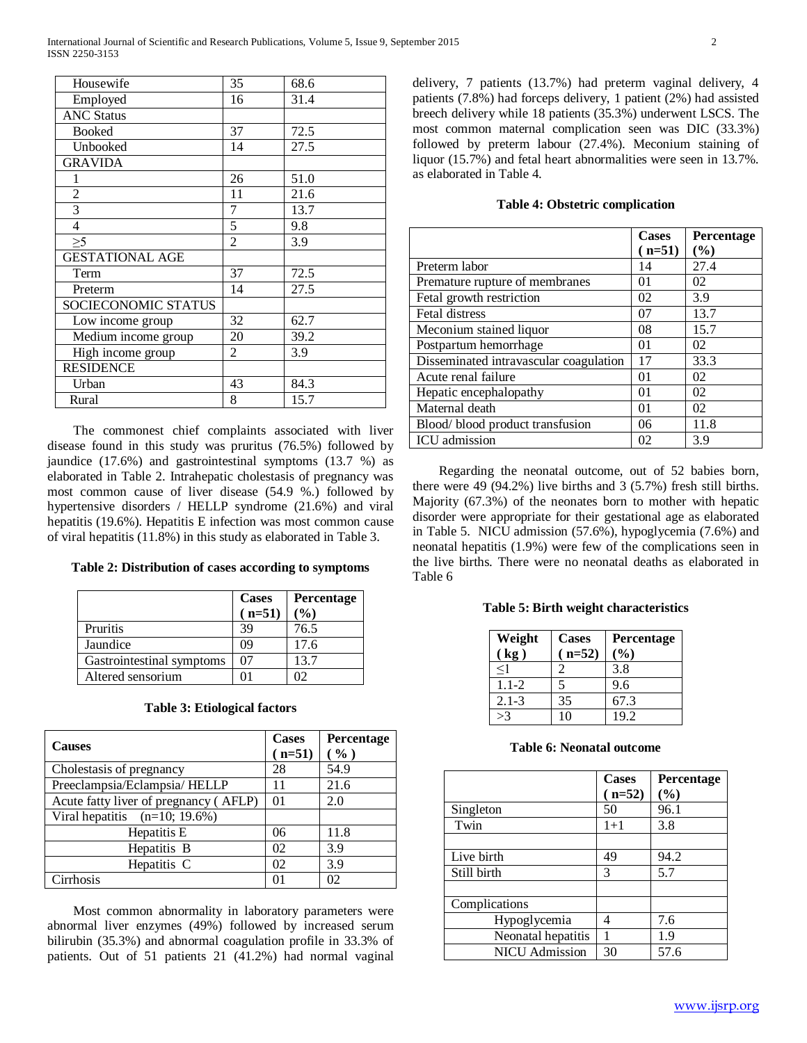| | | |
|---|---|---|
| Housewife | 35 | 68.6 |
| Employed | 16 | 31.4 |
| ANC Status | | |
| Booked | 37 | 72.5 |
| Unbooked | 14 | 27.5 |
| GRAVIDA | | |
| 1 | 26 | 51.0 |
| 2 | 11 | 21.6 |
| 3 | 7 | 13.7 |
| 4 | 5 | 9.8 |
| ≥5 | 2 | 3.9 |
| GESTATIONAL AGE | | |
| Term | 37 | 72.5 |
| Preterm | 14 | 27.5 |
| SOCIECONOMIC STATUS | | |
| Low income group | 32 | 62.7 |
| Medium income group | 20 | 39.2 |
| High income group | 2 | 3.9 |
| RESIDENCE | | |
| Urban | 43 | 84.3 |
| Rural | 8 | 15.7 |

The commonest chief complaints associated with liver disease found in this study was pruritus (76.5%) followed by jaundice (17.6%) and gastrointestinal symptoms (13.7 %) as elaborated in Table 2. Intrahepatic cholestasis of pregnancy was most common cause of liver disease (54.9 %.) followed by hypertensive disorders / HELLP syndrome (21.6%) and viral hepatitis (19.6%). Hepatitis E infection was most common cause of viral hepatitis (11.8%) in this study as elaborated in Table 3.

**Table 2: Distribution of cases according to symptoms**

| | Cases ( n=51) | Percentage (%) |
|---|---|---|
| Pruritis | 39 | 76.5 |
| Jaundice | 09 | 17.6 |
| Gastrointestinal symptoms | 07 | 13.7 |
| Altered sensorium | 01 | 02 |

**Table 3: Etiological factors**

| Causes | Cases ( n=51) | Percentage ( % ) |
|---|---|---|
| Cholestasis of pregnancy | 28 | 54.9 |
| Preeclampsia/Eclampsia/ HELLP | 11 | 21.6 |
| Acute fatty liver of pregnancy ( AFLP) | 01 | 2.0 |
| Viral hepatitis (n=10; 19.6%) | | |
| Hepatitis E | 06 | 11.8 |
| Hepatitis B | 02 | 3.9 |
| Hepatitis C | 02 | 3.9 |
| Cirrhosis | 01 | 02 |

Most common abnormality in laboratory parameters were abnormal liver enzymes (49%) followed by increased serum bilirubin (35.3%) and abnormal coagulation profile in 33.3% of patients. Out of 51 patients 21 (41.2%) had normal vaginal delivery, 7 patients (13.7%) had preterm vaginal delivery, 4 patients (7.8%) had forceps delivery, 1 patient (2%) had assisted breech delivery while 18 patients (35.3%) underwent LSCS. The most common maternal complication seen was DIC (33.3%) followed by preterm labour (27.4%). Meconium staining of liquor (15.7%) and fetal heart abnormalities were seen in 13.7%. as elaborated in Table 4.

**Table 4: Obstetric complication**

| | Cases ( n=51) | Percentage (%) |
|---|---|---|
| Preterm labor | 14 | 27.4 |
| Premature rupture of membranes | 01 | 02 |
| Fetal growth restriction | 02 | 3.9 |
| Fetal distress | 07 | 13.7 |
| Meconium stained liquor | 08 | 15.7 |
| Postpartum hemorrhage | 01 | 02 |
| Disseminated intravascular coagulation | 17 | 33.3 |
| Acute renal failure | 01 | 02 |
| Hepatic encephalopathy | 01 | 02 |
| Maternal death | 01 | 02 |
| Blood/ blood product transfusion | 06 | 11.8 |
| ICU admission | 02 | 3.9 |

Regarding the neonatal outcome, out of 52 babies born, there were 49 (94.2%) live births and 3 (5.7%) fresh still births. Majority (67.3%) of the neonates born to mother with hepatic disorder were appropriate for their gestational age as elaborated in Table 5. NICU admission (57.6%), hypoglycemia (7.6%) and neonatal hepatitis (1.9%) were few of the complications seen in the live births. There were no neonatal deaths as elaborated in Table 6

**Table 5: Birth weight characteristics**

| Weight ( kg ) | Cases ( n=52) | Percentage (%) |
|---|---|---|
| ≤1 | 2 | 3.8 |
| 1.1-2 | 5 | 9.6 |
| 2.1-3 | 35 | 67.3 |
| >3 | 10 | 19.2 |

**Table 6: Neonatal outcome**

| | Cases ( n=52) | Percentage (%) |
|---|---|---|
| Singleton | 50 | 96.1 |
| Twin | 1+1 | 3.8 |
| | | |
| Live birth | 49 | 94.2 |
| Still birth | 3 | 5.7 |
| | | |
| Complications | | |
| Hypoglycemia | 4 | 7.6 |
| Neonatal hepatitis | 1 | 1.9 |
| NICU Admission | 30 | 57.6 |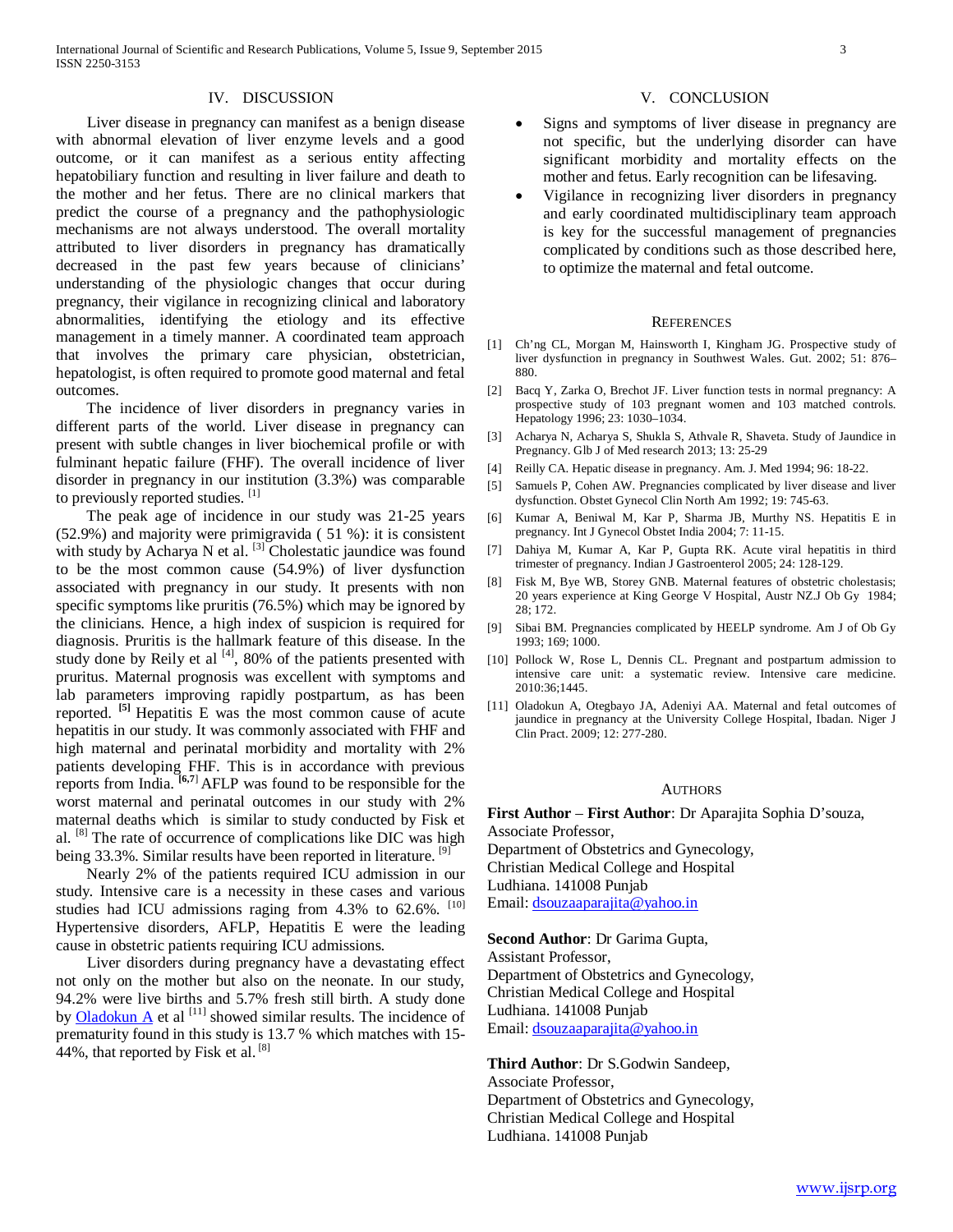## IV. DISCUSSION

Liver disease in pregnancy can manifest as a benign disease with abnormal elevation of liver enzyme levels and a good outcome, or it can manifest as a serious entity affecting hepatobiliary function and resulting in liver failure and death to the mother and her fetus. There are no clinical markers that predict the course of a pregnancy and the pathophysiologic mechanisms are not always understood. The overall mortality attributed to liver disorders in pregnancy has dramatically decreased in the past few years because of clinicians' understanding of the physiologic changes that occur during pregnancy, their vigilance in recognizing clinical and laboratory abnormalities, identifying the etiology and its effective management in a timely manner. A coordinated team approach that involves the primary care physician, obstetrician, hepatologist, is often required to promote good maternal and fetal outcomes.

The incidence of liver disorders in pregnancy varies in different parts of the world. Liver disease in pregnancy can present with subtle changes in liver biochemical profile or with fulminant hepatic failure (FHF). The overall incidence of liver disorder in pregnancy in our institution (3.3%) was comparable to previously reported studies. [1]

The peak age of incidence in our study was 21-25 years (52.9%) and majority were primigravida ( 51 %): it is consistent with study by Acharya N et al. [3] Cholestatic jaundice was found to be the most common cause (54.9%) of liver dysfunction associated with pregnancy in our study. It presents with non specific symptoms like pruritis (76.5%) which may be ignored by the clinicians. Hence, a high index of suspicion is required for diagnosis. Pruritis is the hallmark feature of this disease. In the study done by Reily et al [4], 80% of the patients presented with pruritus. Maternal prognosis was excellent with symptoms and lab parameters improving rapidly postpartum, as has been reported. **[5]** Hepatitis E was the most common cause of acute hepatitis in our study. It was commonly associated with FHF and high maternal and perinatal morbidity and mortality with 2% patients developing FHF. This is in accordance with previous reports from India. **[6,7]** AFLP was found to be responsible for the worst maternal and perinatal outcomes in our study with 2% maternal deaths which is similar to study conducted by Fisk et al. [8] The rate of occurrence of complications like DIC was high being 33.3%. Similar results have been reported in literature. [9]

Nearly 2% of the patients required ICU admission in our study. Intensive care is a necessity in these cases and various studies had ICU admissions raging from 4.3% to 62.6%. [10] Hypertensive disorders, AFLP, Hepatitis E were the leading cause in obstetric patients requiring ICU admissions.

Liver disorders during pregnancy have a devastating effect not only on the mother but also on the neonate. In our study, 94.2% were live births and 5.7% fresh still birth. A study done by Oladokun A et al [11] showed similar results. The incidence of prematurity found in this study is 13.7 % which matches with 15-44%, that reported by Fisk et al. [8]

## V. CONCLUSION

- Signs and symptoms of liver disease in pregnancy are not specific, but the underlying disorder can have significant morbidity and mortality effects on the mother and fetus. Early recognition can be lifesaving.
- Vigilance in recognizing liver disorders in pregnancy and early coordinated multidisciplinary team approach is key for the successful management of pregnancies complicated by conditions such as those described here, to optimize the maternal and fetal outcome.

## REFERENCES

[1] Ch'ng CL, Morgan M, Hainsworth I, Kingham JG. Prospective study of liver dysfunction in pregnancy in Southwest Wales. Gut. 2002; 51: 876–880.

[2] Bacq Y, Zarka O, Brechot JF. Liver function tests in normal pregnancy: A prospective study of 103 pregnant women and 103 matched controls. Hepatology 1996; 23: 1030–1034.

[3] Acharya N, Acharya S, Shukla S, Athvale R, Shaveta. Study of Jaundice in Pregnancy. Glb J of Med research 2013; 13: 25-29

[4] Reilly CA. Hepatic disease in pregnancy. Am. J. Med 1994; 96: 18-22.

[5] Samuels P, Cohen AW. Pregnancies complicated by liver disease and liver dysfunction. Obstet Gynecol Clin North Am 1992; 19: 745-63.

[6] Kumar A, Beniwal M, Kar P, Sharma JB, Murthy NS. Hepatitis E in pregnancy. Int J Gynecol Obstet India 2004; 7: 11-15.

[7] Dahiya M, Kumar A, Kar P, Gupta RK. Acute viral hepatitis in third trimester of pregnancy. Indian J Gastroenterol 2005; 24: 128-129.

[8] Fisk M, Bye WB, Storey GNB. Maternal features of obstetric cholestasis; 20 years experience at King George V Hospital, Austr NZ.J Ob Gy 1984; 28; 172.

[9] Sibai BM. Pregnancies complicated by HEELP syndrome. Am J of Ob Gy 1993; 169; 1000.

[10] Pollock W, Rose L, Dennis CL. Pregnant and postpartum admission to intensive care unit: a systematic review. Intensive care medicine. 2010:36;1445.

[11] Oladokun A, Otegbayo JA, Adeniyi AA. Maternal and fetal outcomes of jaundice in pregnancy at the University College Hospital, Ibadan. Niger J Clin Pract. 2009; 12: 277-280.

## AUTHORS

**First Author** – **First Author**: Dr Aparajita Sophia D'souza, Associate Professor,
Department of Obstetrics and Gynecology,
Christian Medical College and Hospital
Ludhiana. 141008 Punjab
Email: dsouzaaparajita@yahoo.in

**Second Author**: Dr Garima Gupta,
Assistant Professor,
Department of Obstetrics and Gynecology,
Christian Medical College and Hospital
Ludhiana. 141008 Punjab
Email: dsouzaaparajita@yahoo.in

**Third Author**: Dr S.Godwin Sandeep,
Associate Professor,
Department of Obstetrics and Gynecology,
Christian Medical College and Hospital
Ludhiana. 141008 Punjab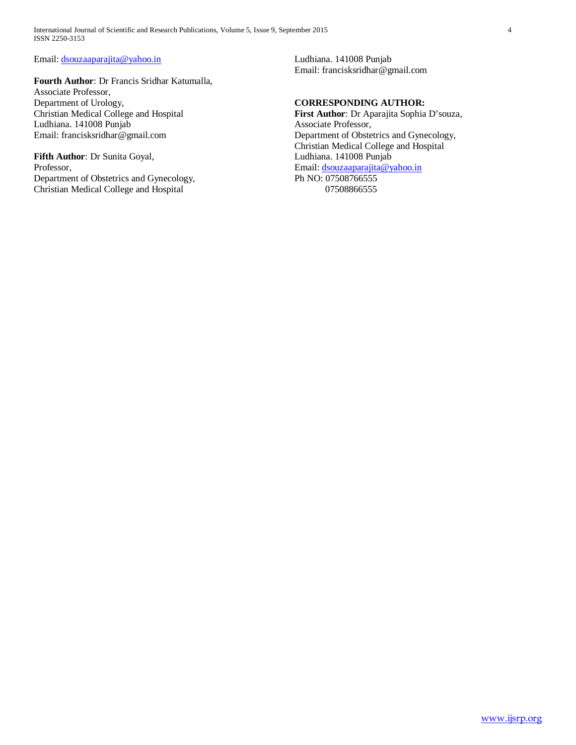Email: dsouzaaparajita@yahoo.in

**Fourth Author**: Dr Francis Sridhar Katumalla,
Associate Professor,
Department of Urology,
Christian Medical College and Hospital
Ludhiana. 141008 Punjab
Email: francisksridhar@gmail.com

**Fifth Author**: Dr Sunita Goyal,
Professor,
Department of Obstetrics and Gynecology,
Christian Medical College and Hospital
Ludhiana. 141008 Punjab
Email: francisksridhar@gmail.com

**CORRESPONDING AUTHOR:**
**First Author**: Dr Aparajita Sophia D'souza,
Associate Professor,
Department of Obstetrics and Gynecology,
Christian Medical College and Hospital
Ludhiana. 141008 Punjab
Email: dsouzaaparajita@yahoo.in
Ph NO: 07508766555
07508866555